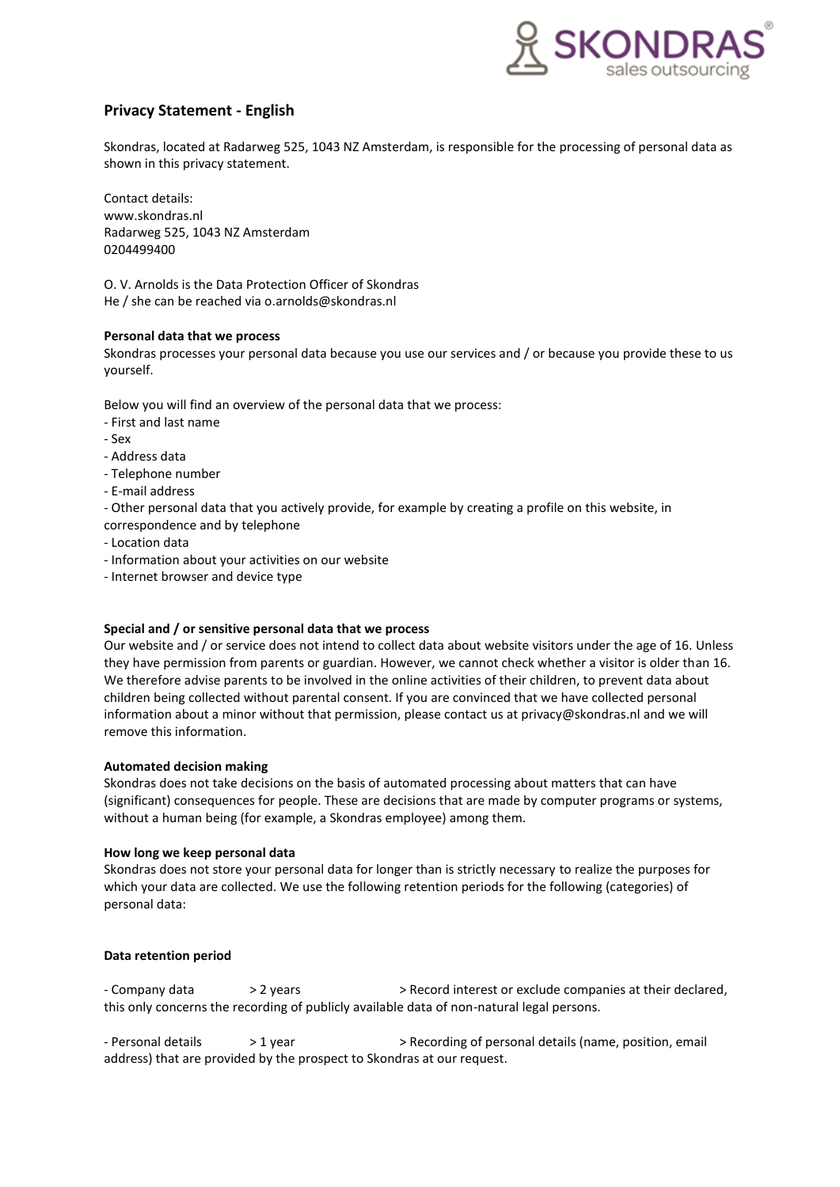## Privacy Statement - English

Skondras, located at Radarweg 525, 1043 NZ Amsterdam, is responsible for the processing of personal data as shown in this privacy statement.

Contact details:
www.skondras.nl
Radarweg 525, 1043 NZ Amsterdam
0204499400

O. V. Arnolds is the Data Protection Officer of Skondras
He / she can be reached via o.arnolds@skondras.nl

**Personal data that we process**
Skondras processes your personal data because you use our services and / or because you provide these to us yourself.

Below you will find an overview of the personal data that we process:
- First and last name
- Sex
- Address data
- Telephone number
- E-mail address
- Other personal data that you actively provide, for example by creating a profile on this website, in correspondence and by telephone
- Location data
- Information about your activities on our website
- Internet browser and device type

**Special and / or sensitive personal data that we process**
Our website and / or service does not intend to collect data about website visitors under the age of 16. Unless they have permission from parents or guardian. However, we cannot check whether a visitor is older than 16. We therefore advise parents to be involved in the online activities of their children, to prevent data about children being collected without parental consent. If you are convinced that we have collected personal information about a minor without that permission, please contact us at privacy@skondras.nl and we will remove this information.

**Automated decision making**
Skondras does not take decisions on the basis of automated processing about matters that can have (significant) consequences for people. These are decisions that are made by computer programs or systems, without a human being (for example, a Skondras employee) among them.

**How long we keep personal data**
Skondras does not store your personal data for longer than is strictly necessary to realize the purposes for which your data are collected. We use the following retention periods for the following (categories) of personal data:

**Data retention period**

- Company data > 2 years > Record interest or exclude companies at their declared, this only concerns the recording of publicly available data of non-natural legal persons.

- Personal details > 1 year > Recording of personal details (name, position, email address) that are provided by the prospect to Skondras at our request.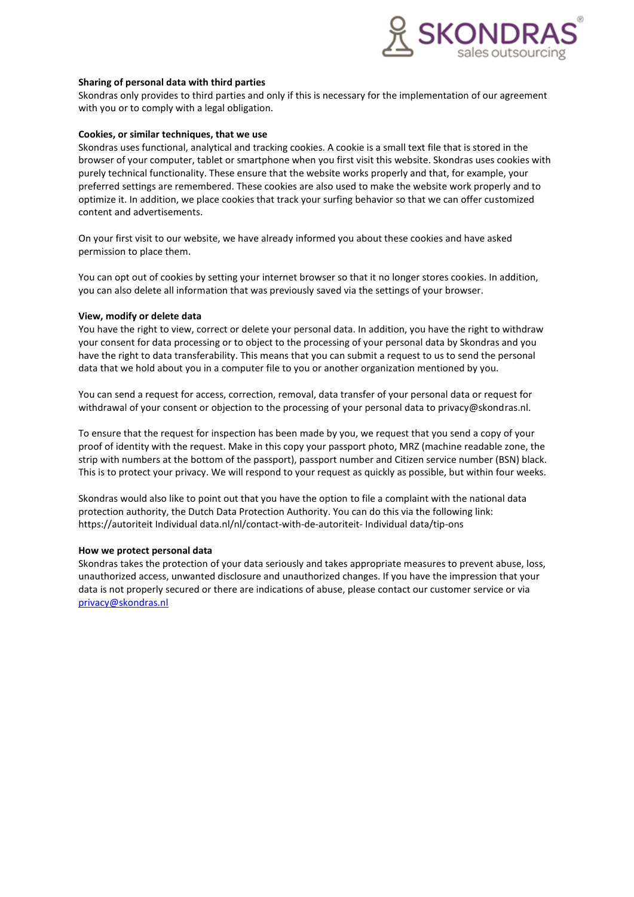**Sharing of personal data with third parties**

Skondras only provides to third parties and only if this is necessary for the implementation of our agreement with you or to comply with a legal obligation.

**Cookies, or similar techniques, that we use**

Skondras uses functional, analytical and tracking cookies. A cookie is a small text file that is stored in the browser of your computer, tablet or smartphone when you first visit this website. Skondras uses cookies with purely technical functionality. These ensure that the website works properly and that, for example, your preferred settings are remembered. These cookies are also used to make the website work properly and to optimize it. In addition, we place cookies that track your surfing behavior so that we can offer customized content and advertisements.

On your first visit to our website, we have already informed you about these cookies and have asked permission to place them.

You can opt out of cookies by setting your internet browser so that it no longer stores cookies. In addition, you can also delete all information that was previously saved via the settings of your browser.

**View, modify or delete data**

You have the right to view, correct or delete your personal data. In addition, you have the right to withdraw your consent for data processing or to object to the processing of your personal data by Skondras and you have the right to data transferability. This means that you can submit a request to us to send the personal data that we hold about you in a computer file to you or another organization mentioned by you.

You can send a request for access, correction, removal, data transfer of your personal data or request for withdrawal of your consent or objection to the processing of your personal data to privacy@skondras.nl.

To ensure that the request for inspection has been made by you, we request that you send a copy of your proof of identity with the request. Make in this copy your passport photo, MRZ (machine readable zone, the strip with numbers at the bottom of the passport), passport number and Citizen service number (BSN) black. This is to protect your privacy. We will respond to your request as quickly as possible, but within four weeks.

Skondras would also like to point out that you have the option to file a complaint with the national data protection authority, the Dutch Data Protection Authority. You can do this via the following link: https://autoriteit Individual data.nl/nl/contact-with-de-autoriteit- Individual data/tip-ons

**How we protect personal data**

Skondras takes the protection of your data seriously and takes appropriate measures to prevent abuse, loss, unauthorized access, unwanted disclosure and unauthorized changes. If you have the impression that your data is not properly secured or there are indications of abuse, please contact our customer service or via [privacy@skondras.nl](mailto:privacy@skondras.nl)